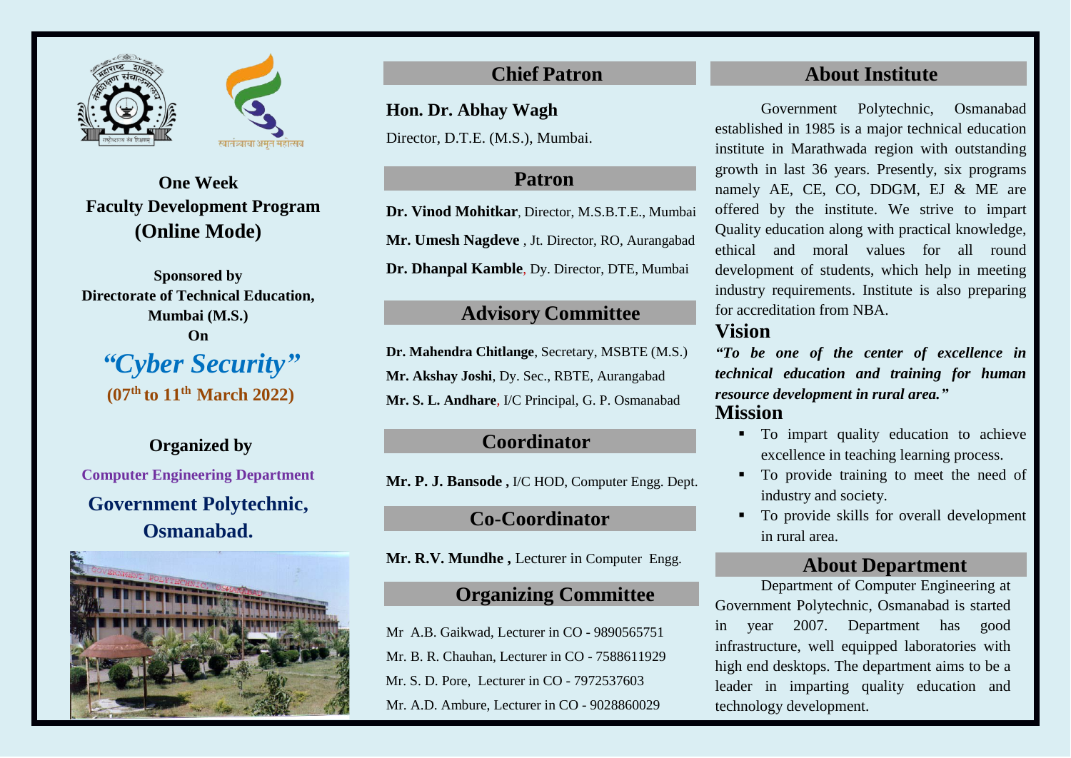स्वातंत्र्याचा अमृत महोत्सव

**One Week**
**Faculty Development Program**
**(Online Mode)**

**Sponsored by**
**Directorate of Technical Education, Mumbai (M.S.)**
**On**

# *"Cyber Security"*

**(07th to 11th March 2022)**

**Organized by**

**Computer Engineering Department**

**Government Polytechnic, Osmanabad.**

## Chief Patron

**Hon. Dr. Abhay Wagh**
Director, D.T.E. (M.S.), Mumbai.

## Patron

**Dr. Vinod Mohitkar**, Director, M.S.B.T.E., Mumbai

**Mr. Umesh Nagdeve** , Jt. Director, RO, Aurangabad

**Dr. Dhanpal Kamble**, Dy. Director, DTE, Mumbai

## Advisory Committee

**Dr. Mahendra Chitlange**, Secretary, MSBTE (M.S.)

**Mr. Akshay Joshi**, Dy. Sec., RBTE, Aurangabad

**Mr. S. L. Andhare**, I/C Principal, G. P. Osmanabad

## Coordinator

**Mr. P. J. Bansode ,** I/C HOD, Computer Engg. Dept.

## Co-Coordinator

**Mr. R.V. Mundhe ,** Lecturer in Computer Engg.

## Organizing Committee

Mr A.B. Gaikwad, Lecturer in CO - 9890565751

Mr. B. R. Chauhan, Lecturer in CO - 7588611929

Mr. S. D. Pore, Lecturer in CO - 7972537603

Mr. A.D. Ambure, Lecturer in CO - 9028860029

## About Institute

Government Polytechnic, Osmanabad established in 1985 is a major technical education institute in Marathwada region with outstanding growth in last 36 years. Presently, six programs namely AE, CE, CO, DDGM, EJ & ME are offered by the institute. We strive to impart Quality education along with practical knowledge, ethical and moral values for all round development of students, which help in meeting industry requirements. Institute is also preparing for accreditation from NBA.

### Vision

***"To be one of the center of excellence in technical education and training for human resource development in rural area."***

### Mission

- To impart quality education to achieve excellence in teaching learning process.
- To provide training to meet the need of industry and society.
- To provide skills for overall development in rural area.

## About Department

Department of Computer Engineering at Government Polytechnic, Osmanabad is started in year 2007. Department has good infrastructure, well equipped laboratories with high end desktops. The department aims to be a leader in imparting quality education and technology development.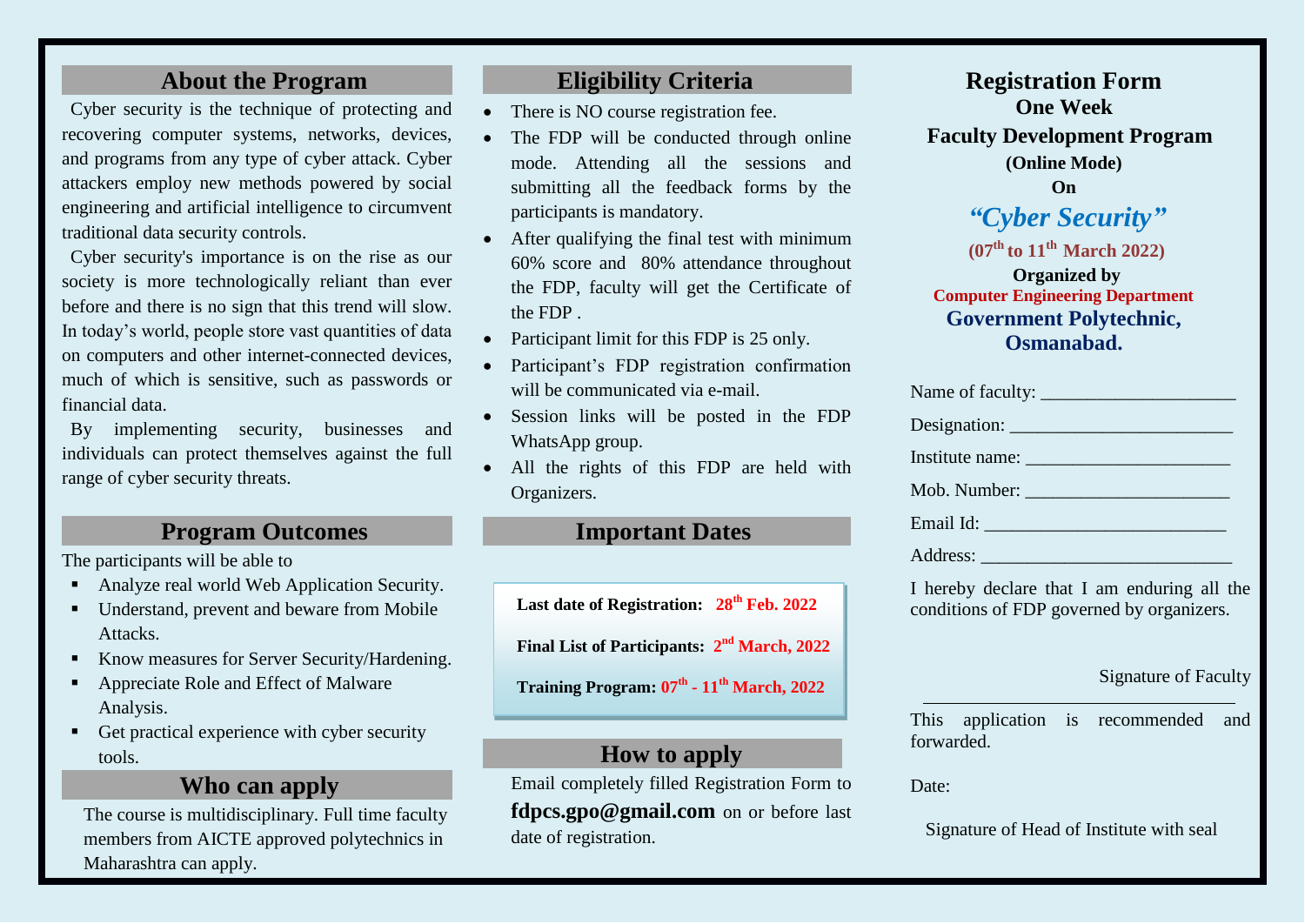## About the Program

Cyber security is the technique of protecting and recovering computer systems, networks, devices, and programs from any type of cyber attack. Cyber attackers employ new methods powered by social engineering and artificial intelligence to circumvent traditional data security controls.

Cyber security's importance is on the rise as our society is more technologically reliant than ever before and there is no sign that this trend will slow. In today's world, people store vast quantities of data on computers and other internet-connected devices, much of which is sensitive, such as passwords or financial data.

By implementing security, businesses and individuals can protect themselves against the full range of cyber security threats.

## Program Outcomes

The participants will be able to

- Analyze real world Web Application Security.
- Understand, prevent and beware from Mobile Attacks.
- Know measures for Server Security/Hardening.
- Appreciate Role and Effect of Malware Analysis.
- Get practical experience with cyber security tools.

## Who can apply

The course is multidisciplinary. Full time faculty members from AICTE approved polytechnics in Maharashtra can apply.

## Eligibility Criteria

- There is NO course registration fee.
- The FDP will be conducted through online mode. Attending all the sessions and submitting all the feedback forms by the participants is mandatory.
- After qualifying the final test with minimum 60% score and 80% attendance throughout the FDP, faculty will get the Certificate of the FDP .
- Participant limit for this FDP is 25 only.
- Participant's FDP registration confirmation will be communicated via e-mail.
- Session links will be posted in the FDP WhatsApp group.
- All the rights of this FDP are held with Organizers.

## Important Dates

**Last date of Registration:** **28th Feb. 2022**

**Final List of Participants:** **2nd March, 2022**

**Training Program:** **07th - 11th March, 2022**

## How to apply

Email completely filled Registration Form to **fdpcs.gpo@gmail.com** on or before last date of registration.

## Registration Form

**One Week**

**Faculty Development Program**

**(Online Mode)**

**On**

***"Cyber Security"***

**(07th to 11th March 2022)**

**Organized by**

**Computer Engineering Department**

**Government Polytechnic, Osmanabad.**

Name of faculty: ____________________

Designation: ______________________

Institute name: _____________________

Mob. Number: _____________________

Email Id: _________________________

Address: __________________________

I hereby declare that I am enduring all the conditions of FDP governed by organizers.

Signature of Faculty

_________________________________

This application is recommended and forwarded.

Date:

Signature of Head of Institute with seal